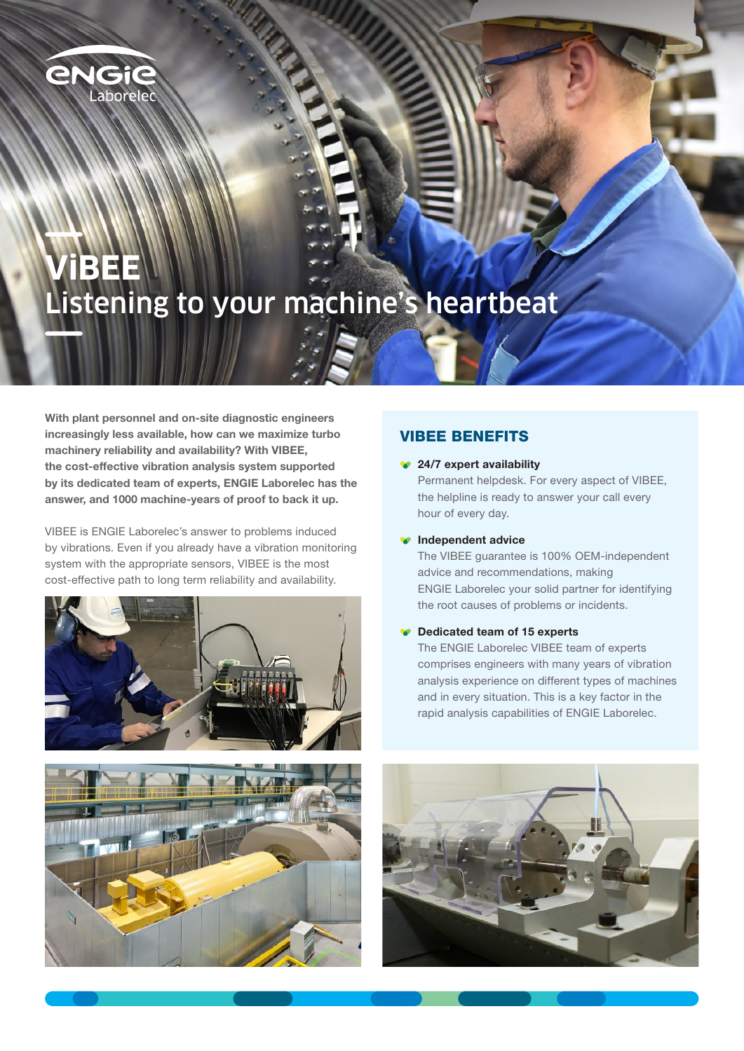# ViBEE

## Listening to your machine's heartbeat

**With plant personnel and on-site diagnostic engineers increasingly less available, how can we maximize turbo machinery reliability and availability? With VIBEE, the cost-effective vibration analysis system supported by its dedicated team of experts, ENGIE Laborelec has the answer, and 1000 machine-years of proof to back it up.**

VIBEE is ENGIE Laborelec's answer to problems induced by vibrations. Even if you already have a vibration monitoring system with the appropriate sensors, VIBEE is the most cost-effective path to long term reliability and availability.

## VIBEE BENEFITS

- **24/7 expert availability**
  Permanent helpdesk. For every aspect of VIBEE, the helpline is ready to answer your call every hour of every day.
- **Independent advice**
  The VIBEE guarantee is 100% OEM-independent advice and recommendations, making ENGIE Laborelec your solid partner for identifying the root causes of problems or incidents.
- **Dedicated team of 15 experts**
  The ENGIE Laborelec VIBEE team of experts comprises engineers with many years of vibration analysis experience on different types of machines and in every situation. This is a key factor in the rapid analysis capabilities of ENGIE Laborelec.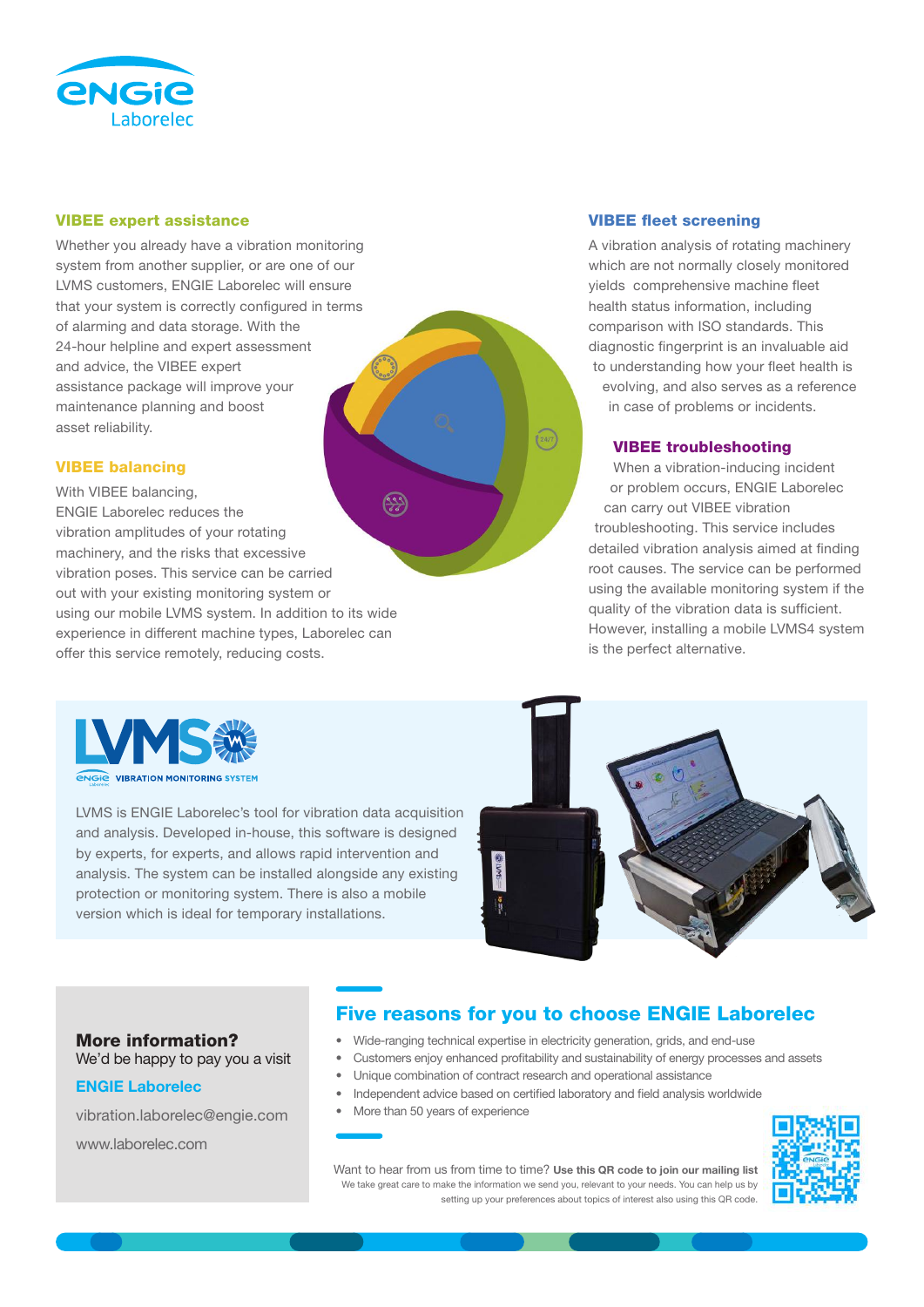## VIBEE expert assistance

Whether you already have a vibration monitoring system from another supplier, or are one of our LVMS customers, ENGIE Laborelec will ensure that your system is correctly configured in terms of alarming and data storage. With the 24-hour helpline and expert assessment and advice, the VIBEE expert assistance package will improve your maintenance planning and boost asset reliability.

## VIBEE balancing

With VIBEE balancing, ENGIE Laborelec reduces the vibration amplitudes of your rotating machinery, and the risks that excessive vibration poses. This service can be carried out with your existing monitoring system or using our mobile LVMS system. In addition to its wide experience in different machine types, Laborelec can offer this service remotely, reducing costs.

## VIBEE fleet screening

A vibration analysis of rotating machinery which are not normally closely monitored yields comprehensive machine fleet health status information, including comparison with ISO standards. This diagnostic fingerprint is an invaluable aid to understanding how your fleet health is evolving, and also serves as a reference in case of problems or incidents.

## VIBEE troubleshooting

When a vibration-inducing incident or problem occurs, ENGIE Laborelec can carry out VIBEE vibration troubleshooting. This service includes detailed vibration analysis aimed at finding root causes. The service can be performed using the available monitoring system if the quality of the vibration data is sufficient. However, installing a mobile LVMS4 system is the perfect alternative.

## LVMS – VIBRATION MONITORING SYSTEM

LVMS is ENGIE Laborelec's tool for vibration data acquisition and analysis. Developed in-house, this software is designed by experts, for experts, and allows rapid intervention and analysis. The system can be installed alongside any existing protection or monitoring system. There is also a mobile version which is ideal for temporary installations.

**More information?**
We'd be happy to pay you a visit

**ENGIE Laborelec**

vibration.laborelec@engie.com

www.laborelec.com

## Five reasons for you to choose ENGIE Laborelec

- Wide-ranging technical expertise in electricity generation, grids, and end-use
- Customers enjoy enhanced profitability and sustainability of energy processes and assets
- Unique combination of contract research and operational assistance
- Independent advice based on certified laboratory and field analysis worldwide
- More than 50 years of experience

Want to hear from us from time to time? **Use this QR code to join our mailing list**
We take great care to make the information we send you, relevant to your needs. You can help us by setting up your preferences about topics of interest also using this QR code.